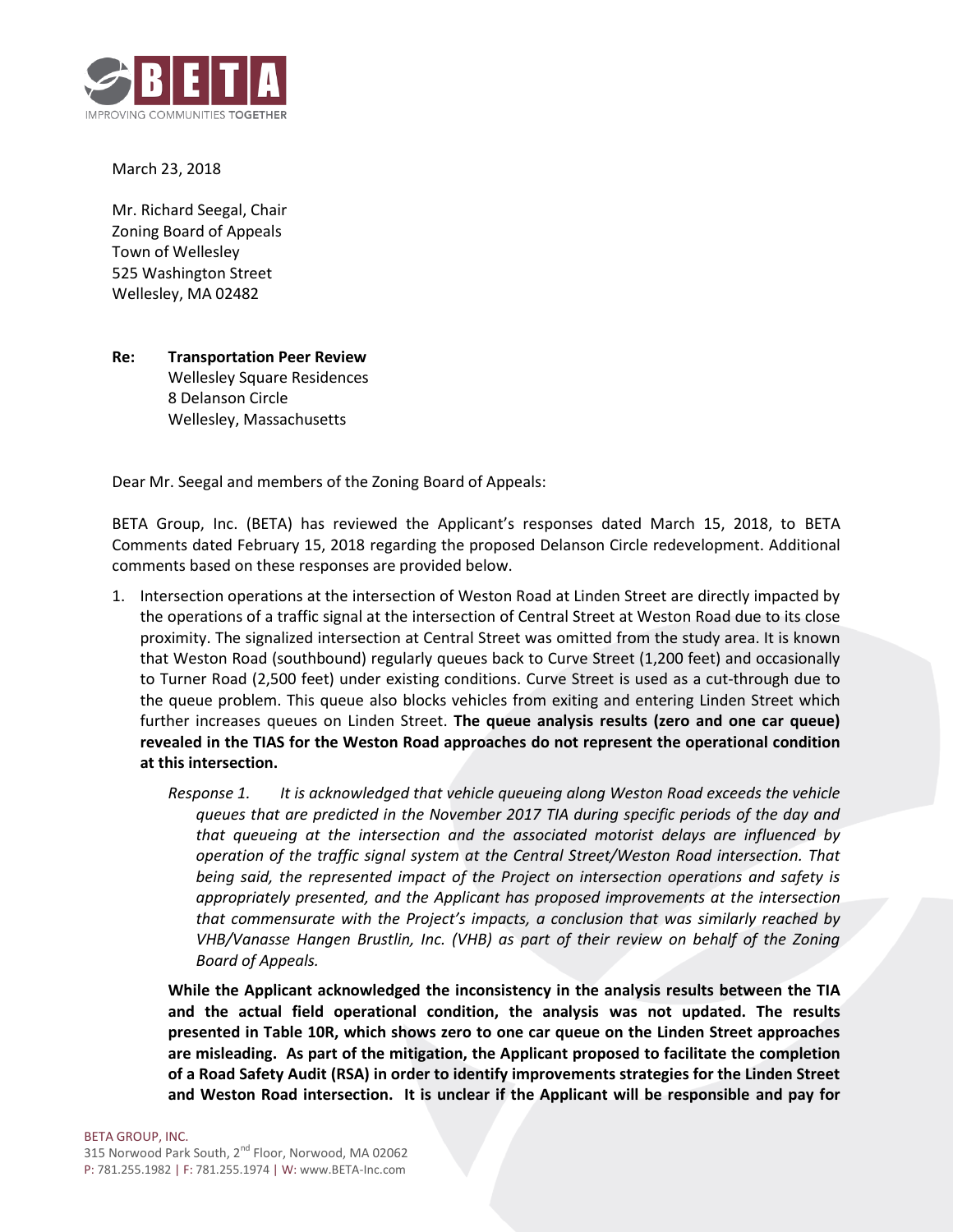March 23, 2018

Mr. Richard Seegal, Chair
Zoning Board of Appeals
Town of Wellesley
525 Washington Street
Wellesley, MA 02482

**Re: Transportation Peer Review**
Wellesley Square Residences
8 Delanson Circle
Wellesley, Massachusetts

Dear Mr. Seegal and members of the Zoning Board of Appeals:

BETA Group, Inc. (BETA) has reviewed the Applicant's responses dated March 15, 2018, to BETA Comments dated February 15, 2018 regarding the proposed Delanson Circle redevelopment. Additional comments based on these responses are provided below.

1. Intersection operations at the intersection of Weston Road at Linden Street are directly impacted by the operations of a traffic signal at the intersection of Central Street at Weston Road due to its close proximity. The signalized intersection at Central Street was omitted from the study area. It is known that Weston Road (southbound) regularly queues back to Curve Street (1,200 feet) and occasionally to Turner Road (2,500 feet) under existing conditions. Curve Street is used as a cut-through due to the queue problem. This queue also blocks vehicles from exiting and entering Linden Street which further increases queues on Linden Street. **The queue analysis results (zero and one car queue) revealed in the TIAS for the Weston Road approaches do not represent the operational condition at this intersection.**

   *Response 1. It is acknowledged that vehicle queueing along Weston Road exceeds the vehicle queues that are predicted in the November 2017 TIA during specific periods of the day and that queueing at the intersection and the associated motorist delays are influenced by operation of the traffic signal system at the Central Street/Weston Road intersection. That being said, the represented impact of the Project on intersection operations and safety is appropriately presented, and the Applicant has proposed improvements at the intersection that commensurate with the Project's impacts, a conclusion that was similarly reached by VHB/Vanasse Hangen Brustlin, Inc. (VHB) as part of their review on behalf of the Zoning Board of Appeals.*

   **While the Applicant acknowledged the inconsistency in the analysis results between the TIA and the actual field operational condition, the analysis was not updated. The results presented in Table 10R, which shows zero to one car queue on the Linden Street approaches are misleading. As part of the mitigation, the Applicant proposed to facilitate the completion of a Road Safety Audit (RSA) in order to identify improvements strategies for the Linden Street and Weston Road intersection. It is unclear if the Applicant will be responsible and pay for**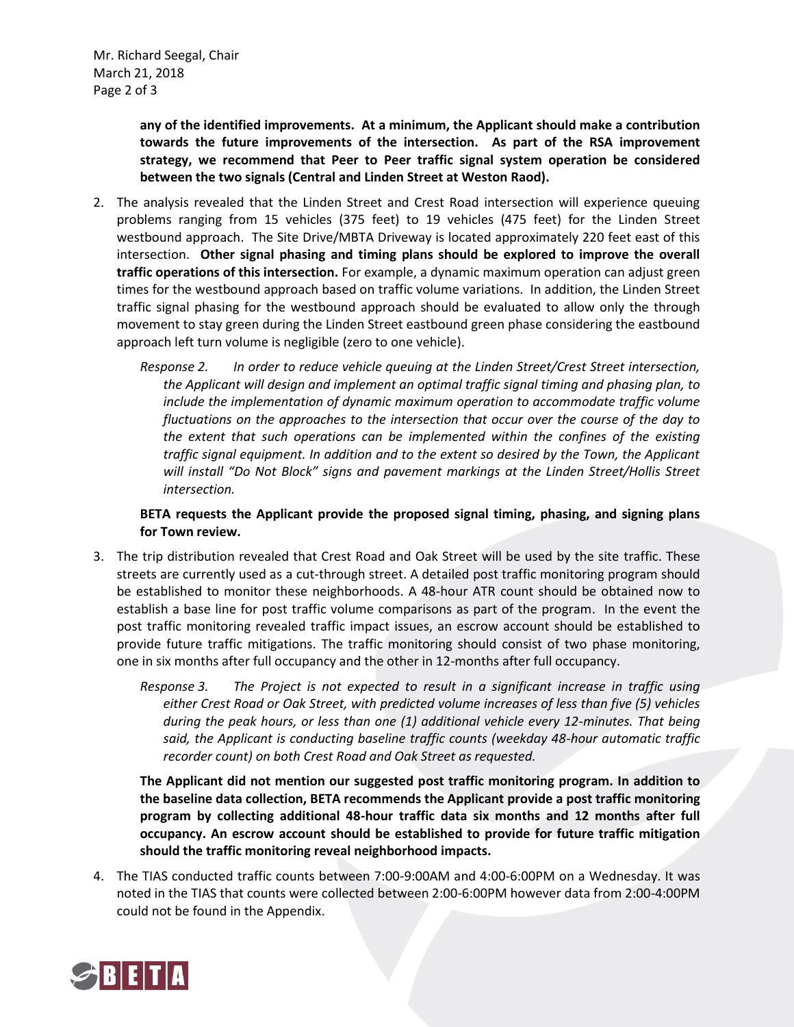**any of the identified improvements. At a minimum, the Applicant should make a contribution towards the future improvements of the intersection. As part of the RSA improvement strategy, we recommend that Peer to Peer traffic signal system operation be considered between the two signals (Central and Linden Street at Weston Raod).**

2. The analysis revealed that the Linden Street and Crest Road intersection will experience queuing problems ranging from 15 vehicles (375 feet) to 19 vehicles (475 feet) for the Linden Street westbound approach. The Site Drive/MBTA Driveway is located approximately 220 feet east of this intersection. **Other signal phasing and timing plans should be explored to improve the overall traffic operations of this intersection.** For example, a dynamic maximum operation can adjust green times for the westbound approach based on traffic volume variations. In addition, the Linden Street traffic signal phasing for the westbound approach should be evaluated to allow only the through movement to stay green during the Linden Street eastbound green phase considering the eastbound approach left turn volume is negligible (zero to one vehicle).

   *Response 2. In order to reduce vehicle queuing at the Linden Street/Crest Street intersection, the Applicant will design and implement an optimal traffic signal timing and phasing plan, to include the implementation of dynamic maximum operation to accommodate traffic volume fluctuations on the approaches to the intersection that occur over the course of the day to the extent that such operations can be implemented within the confines of the existing traffic signal equipment. In addition and to the extent so desired by the Town, the Applicant will install "Do Not Block" signs and pavement markings at the Linden Street/Hollis Street intersection.*

   **BETA requests the Applicant provide the proposed signal timing, phasing, and signing plans for Town review.**

3. The trip distribution revealed that Crest Road and Oak Street will be used by the site traffic. These streets are currently used as a cut-through street. A detailed post traffic monitoring program should be established to monitor these neighborhoods. A 48-hour ATR count should be obtained now to establish a base line for post traffic volume comparisons as part of the program. In the event the post traffic monitoring revealed traffic impact issues, an escrow account should be established to provide future traffic mitigations. The traffic monitoring should consist of two phase monitoring, one in six months after full occupancy and the other in 12-months after full occupancy.

   *Response 3. The Project is not expected to result in a significant increase in traffic using either Crest Road or Oak Street, with predicted volume increases of less than five (5) vehicles during the peak hours, or less than one (1) additional vehicle every 12-minutes. That being said, the Applicant is conducting baseline traffic counts (weekday 48-hour automatic traffic recorder count) on both Crest Road and Oak Street as requested.*

   **The Applicant did not mention our suggested post traffic monitoring program. In addition to the baseline data collection, BETA recommends the Applicant provide a post traffic monitoring program by collecting additional 48-hour traffic data six months and 12 months after full occupancy. An escrow account should be established to provide for future traffic mitigation should the traffic monitoring reveal neighborhood impacts.**

4. The TIAS conducted traffic counts between 7:00-9:00AM and 4:00-6:00PM on a Wednesday. It was noted in the TIAS that counts were collected between 2:00-6:00PM however data from 2:00-4:00PM could not be found in the Appendix.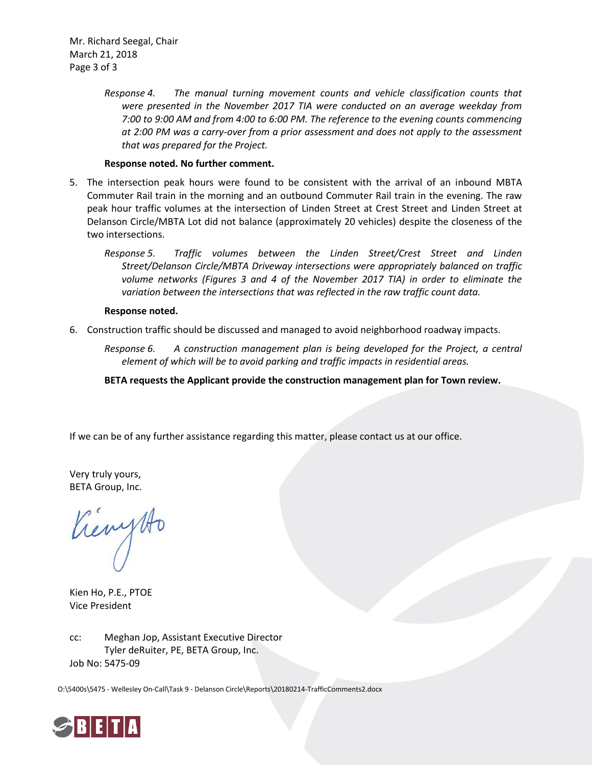*Response 4. The manual turning movement counts and vehicle classification counts that were presented in the November 2017 TIA were conducted on an average weekday from 7:00 to 9:00 AM and from 4:00 to 6:00 PM. The reference to the evening counts commencing at 2:00 PM was a carry-over from a prior assessment and does not apply to the assessment that was prepared for the Project.*

**Response noted. No further comment.**

5. The intersection peak hours were found to be consistent with the arrival of an inbound MBTA Commuter Rail train in the morning and an outbound Commuter Rail train in the evening. The raw peak hour traffic volumes at the intersection of Linden Street at Crest Street and Linden Street at Delanson Circle/MBTA Lot did not balance (approximately 20 vehicles) despite the closeness of the two intersections.

   *Response 5. Traffic volumes between the Linden Street/Crest Street and Linden Street/Delanson Circle/MBTA Driveway intersections were appropriately balanced on traffic volume networks (Figures 3 and 4 of the November 2017 TIA) in order to eliminate the variation between the intersections that was reflected in the raw traffic count data.*

   **Response noted.**

6. Construction traffic should be discussed and managed to avoid neighborhood roadway impacts.

   *Response 6. A construction management plan is being developed for the Project, a central element of which will be to avoid parking and traffic impacts in residential areas.*

   **BETA requests the Applicant provide the construction management plan for Town review.**

If we can be of any further assistance regarding this matter, please contact us at our office.

Very truly yours,
BETA Group, Inc.

Kien Ho, P.E., PTOE
Vice President

cc: Meghan Jop, Assistant Executive Director
Tyler deRuiter, PE, BETA Group, Inc.

Job No: 5475-09

O:\5400s\5475 - Wellesley On-Call\Task 9 - Delanson Circle\Reports\20180214-TrafficComments2.docx